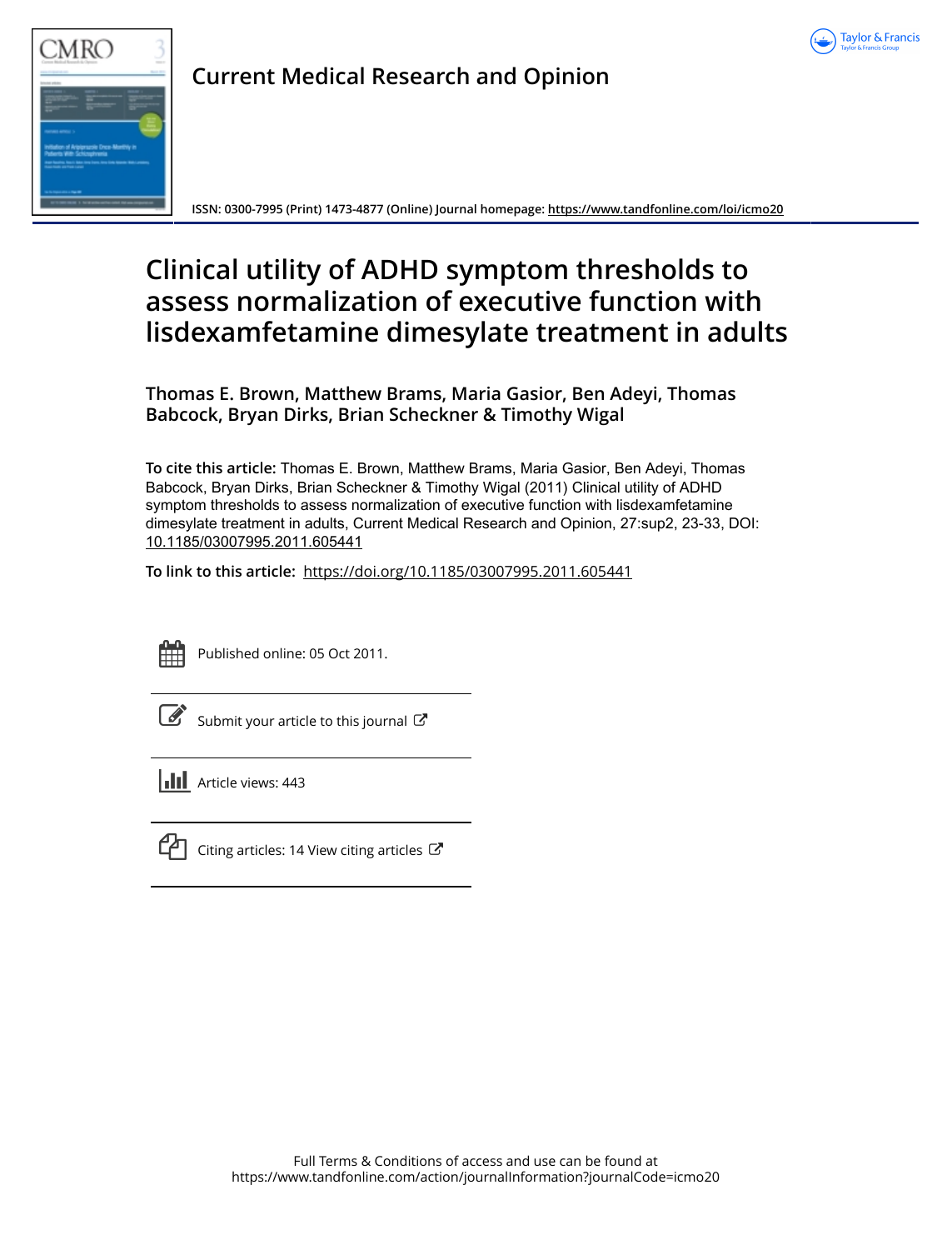# Current Medical Research and Opinion

ISSN: 0300-7995 (Print) 1473-4877 (Online) Journal homepage: https://www.tandfonline.com/loi/icmo20

# Clinical utility of ADHD symptom thresholds to assess normalization of executive function with lisdexamfetamine dimesylate treatment in adults

**Thomas E. Brown, Matthew Brams, Maria Gasior, Ben Adeyi, Thomas Babcock, Bryan Dirks, Brian Scheckner & Timothy Wigal**

**To cite this article:** Thomas E. Brown, Matthew Brams, Maria Gasior, Ben Adeyi, Thomas Babcock, Bryan Dirks, Brian Scheckner & Timothy Wigal (2011) Clinical utility of ADHD symptom thresholds to assess normalization of executive function with lisdexamfetamine dimesylate treatment in adults, Current Medical Research and Opinion, 27:sup2, 23-33, DOI: 10.1185/03007995.2011.605441

**To link to this article:** https://doi.org/10.1185/03007995.2011.605441

Published online: 05 Oct 2011.

Submit your article to this journal

Article views: 443

Citing articles: 14 View citing articles

Full Terms & Conditions of access and use can be found at https://www.tandfonline.com/action/journalInformation?journalCode=icmo20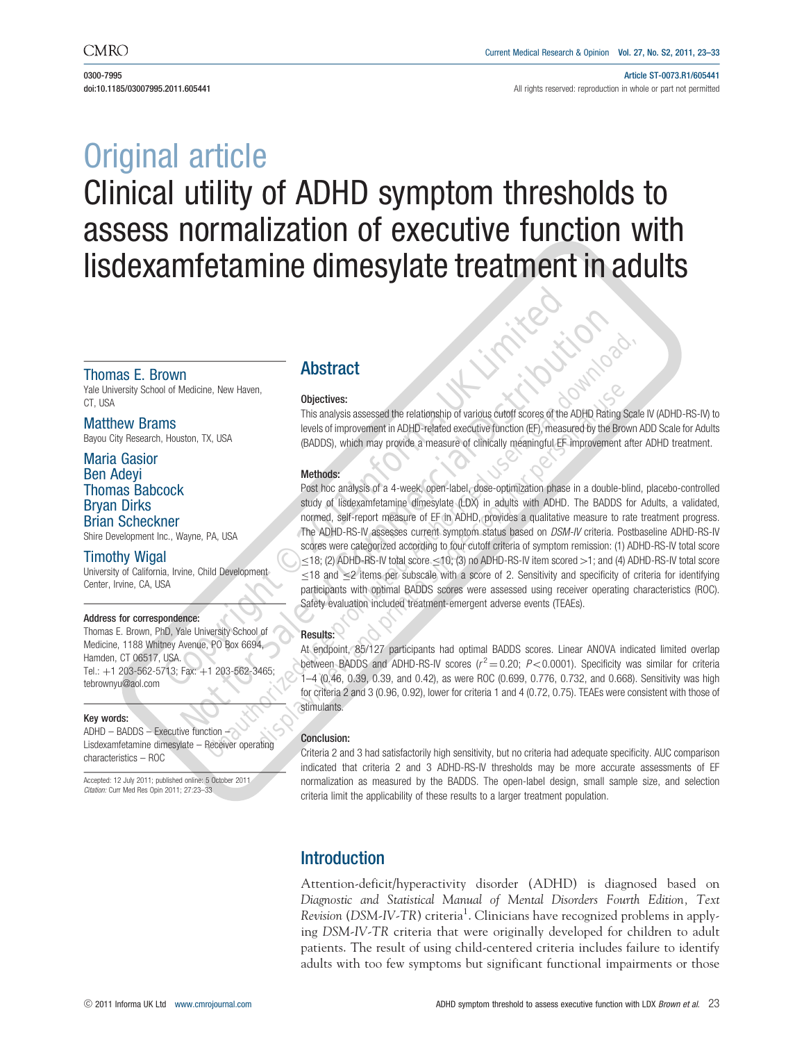# Original article

# Clinical utility of ADHD symptom thresholds to assess normalization of executive function with lisdexamfetamine dimesylate treatment in adults

**Thomas E. Brown**
Yale University School of Medicine, New Haven, CT, USA

**Matthew Brams**
Bayou City Research, Houston, TX, USA

**Maria Gasior**
**Ben Adeyi**
**Thomas Babcock**
**Bryan Dirks**
**Brian Scheckner**
Shire Development Inc., Wayne, PA, USA

**Timothy Wigal**
University of California, Irvine, Child Development Center, Irvine, CA, USA

**Address for correspondence:**
Thomas E. Brown, PhD, Yale University School of Medicine, 1188 Whitney Avenue, PO Box 6694, Hamden, CT 06517, USA.
Tel.: +1 203-562-5713; Fax: +1 203-562-3465; tebrownyu@aol.com

**Key words:**
ADHD – BADDS – Executive function – Lisdexamfetamine dimesylate – Receiver operating characteristics – ROC

Accepted: 12 July 2011; published online: 5 October 2011
*Citation:* Curr Med Res Opin 2011; 27:23–33

## Abstract

### Objectives:

This analysis assessed the relationship of various cutoff scores of the ADHD Rating Scale IV (ADHD-RS-IV) to levels of improvement in ADHD-related executive function (EF), measured by the Brown ADD Scale for Adults (BADDS), which may provide a measure of clinically meaningful EF improvement after ADHD treatment.

### Methods:

Post hoc analysis of a 4-week, open-label, dose-optimization phase in a double-blind, placebo-controlled study of lisdexamfetamine dimesylate (LDX) in adults with ADHD. The BADDS for Adults, a validated, normed, self-report measure of EF in ADHD, provides a qualitative measure to rate treatment progress. The ADHD-RS-IV assesses current symptom status based on *DSM-IV* criteria. Postbaseline ADHD-RS-IV scores were categorized according to four cutoff criteria of symptom remission: (1) ADHD-RS-IV total score $\leq$18; (2) ADHD-RS-IV total score $\leq$10; (3) no ADHD-RS-IV item scored >1; and (4) ADHD-RS-IV total score $\leq$18 and $\leq$2 items per subscale with a score of 2. Sensitivity and specificity of criteria for identifying participants with optimal BADDS scores were assessed using receiver operating characteristics (ROC). Safety evaluation included treatment-emergent adverse events (TEAEs).

### Results:

At endpoint, 85/127 participants had optimal BADDS scores. Linear ANOVA indicated limited overlap between BADDS and ADHD-RS-IV scores ($r^2 = 0.20$; $P < 0.0001$). Specificity was similar for criteria 1–4 (0.46, 0.39, 0.39, and 0.42), as were ROC (0.699, 0.776, 0.732, and 0.668). Sensitivity was high for criteria 2 and 3 (0.96, 0.92), lower for criteria 1 and 4 (0.72, 0.75). TEAEs were consistent with those of stimulants.

### Conclusion:

Criteria 2 and 3 had satisfactorily high sensitivity, but no criteria had adequate specificity. AUC comparison indicated that criteria 2 and 3 ADHD-RS-IV thresholds may be more accurate assessments of EF normalization as measured by the BADDS. The open-label design, small sample size, and selection criteria limit the applicability of these results to a larger treatment population.

## Introduction

Attention-deficit/hyperactivity disorder (ADHD) is diagnosed based on *Diagnostic and Statistical Manual of Mental Disorders Fourth Edition, Text Revision* (*DSM-IV-TR*) criteria[1]. Clinicians have recognized problems in applying *DSM-IV-TR* criteria that were originally developed for children to adult patients. The result of using child-centered criteria includes failure to identify adults with too few symptoms but significant functional impairments or those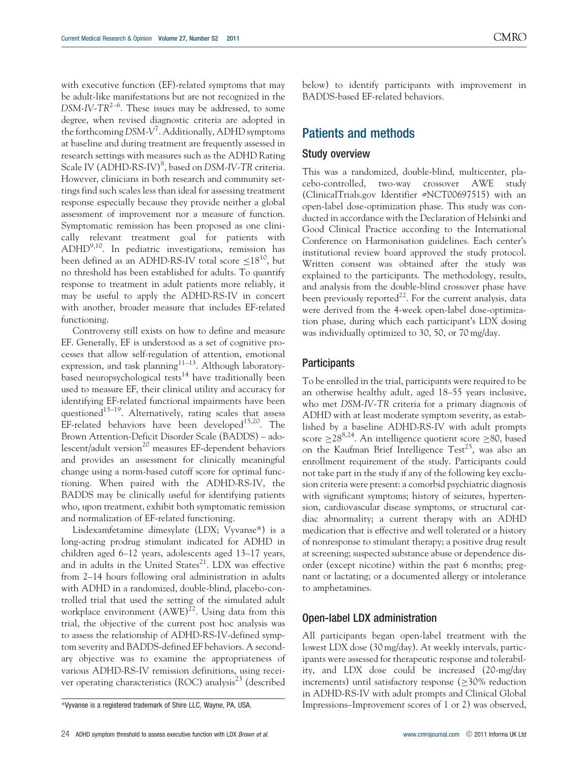with executive function (EF)-related symptoms that may be adult-like manifestations but are not recognized in the *DSM-IV-TR*[2–6]. These issues may be addressed, to some degree, when revised diagnostic criteria are adopted in the forthcoming *DSM-V*[7]. Additionally, ADHD symptoms at baseline and during treatment are frequently assessed in research settings with measures such as the ADHD Rating Scale IV (ADHD-RS-IV)[8], based on *DSM-IV-TR* criteria. However, clinicians in both research and community settings find such scales less than ideal for assessing treatment response especially because they provide neither a global assessment of improvement nor a measure of function. Symptomatic remission has been proposed as one clinically relevant treatment goal for patients with ADHD[9,10]. In pediatric investigations, remission has been defined as an ADHD-RS-IV total score $\leq$18[10], but no threshold has been established for adults. To quantify response to treatment in adult patients more reliably, it may be useful to apply the ADHD-RS-IV in concert with another, broader measure that includes EF-related functioning.

Controversy still exists on how to define and measure EF. Generally, EF is understood as a set of cognitive processes that allow self-regulation of attention, emotional expression, and task planning[11–13]. Although laboratory-based neuropsychological tests[14] have traditionally been used to measure EF, their clinical utility and accuracy for identifying EF-related functional impairments have been questioned[15–19]. Alternatively, rating scales that assess EF-related behaviors have been developed[15,20]. The Brown Attention-Deficit Disorder Scale (BADDS) – adolescent/adult version[20] measures EF-dependent behaviors and provides an assessment for clinically meaningful change using a norm-based cutoff score for optimal functioning. When paired with the ADHD-RS-IV, the BADDS may be clinically useful for identifying patients who, upon treatment, exhibit both symptomatic remission and normalization of EF-related functioning.

Lisdexamfetamine dimesylate (LDX; Vyvanse*) is a long-acting prodrug stimulant indicated for ADHD in children aged 6–12 years, adolescents aged 13–17 years, and in adults in the United States[21]. LDX was effective from 2–14 hours following oral administration in adults with ADHD in a randomized, double-blind, placebo-controlled trial that used the setting of the simulated adult workplace environment (AWE)[22]. Using data from this trial, the objective of the current post hoc analysis was to assess the relationship of ADHD-RS-IV-defined symptom severity and BADDS-defined EF behaviors. A secondary objective was to examine the appropriateness of various ADHD-RS-IV remission definitions, using receiver operating characteristics (ROC) analysis[23] (described below) to identify participants with improvement in BADDS-based EF-related behaviors.

*Vyvanse is a registered trademark of Shire LLC, Wayne, PA, USA.

## Patients and methods

### Study overview

This was a randomized, double-blind, multicenter, placebo-controlled, two-way crossover AWE study (ClinicalTrials.gov Identifier #NCT00697515) with an open-label dose-optimization phase. This study was conducted in accordance with the Declaration of Helsinki and Good Clinical Practice according to the International Conference on Harmonisation guidelines. Each center's institutional review board approved the study protocol. Written consent was obtained after the study was explained to the participants. The methodology, results, and analysis from the double-blind crossover phase have been previously reported[22]. For the current analysis, data were derived from the 4-week open-label dose-optimization phase, during which each participant's LDX dosing was individually optimized to 30, 50, or 70 mg/day.

### Participants

To be enrolled in the trial, participants were required to be an otherwise healthy adult, aged 18–55 years inclusive, who met *DSM-IV-TR* criteria for a primary diagnosis of ADHD with at least moderate symptom severity, as established by a baseline ADHD-RS-IV with adult prompts score $\geq$28[8,24]. An intelligence quotient score $\geq$80, based on the Kaufman Brief Intelligence Test[25], was also an enrollment requirement of the study. Participants could not take part in the study if any of the following key exclusion criteria were present: a comorbid psychiatric diagnosis with significant symptoms; history of seizures, hypertension, cardiovascular disease symptoms, or structural cardiac abnormality; a current therapy with an ADHD medication that is effective and well tolerated or a history of nonresponse to stimulant therapy; a positive drug result at screening; suspected substance abuse or dependence disorder (except nicotine) within the past 6 months; pregnant or lactating; or a documented allergy or intolerance to amphetamines.

### Open-label LDX administration

All participants began open-label treatment with the lowest LDX dose (30 mg/day). At weekly intervals, participants were assessed for therapeutic response and tolerability, and LDX dose could be increased (20-mg/day increments) until satisfactory response ($\geq$30% reduction in ADHD-RS-IV with adult prompts and Clinical Global Impressions–Improvement scores of 1 or 2) was observed,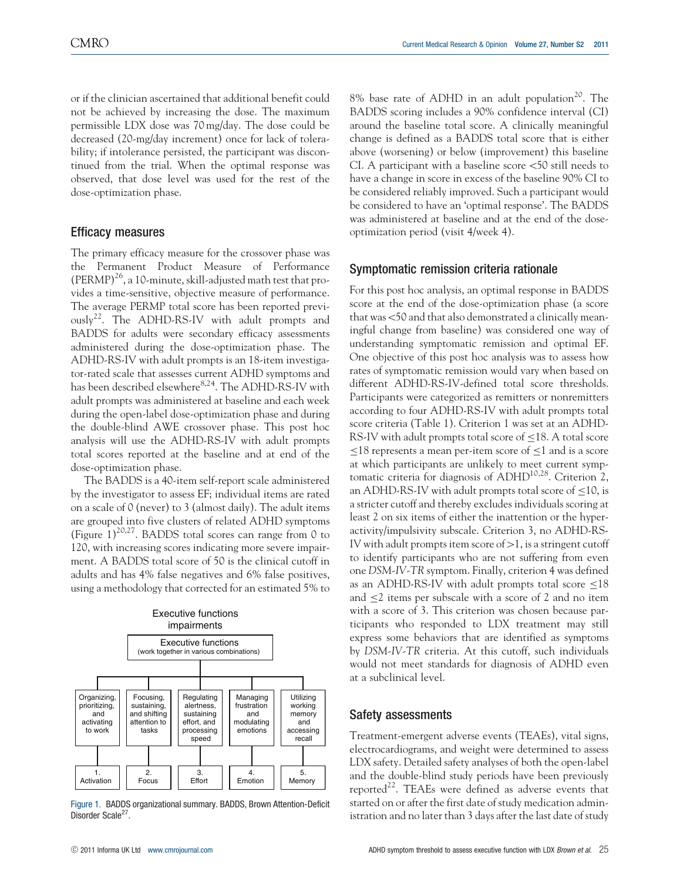or if the clinician ascertained that additional benefit could not be achieved by increasing the dose. The maximum permissible LDX dose was 70 mg/day. The dose could be decreased (20-mg/day increment) once for lack of tolerability; if intolerance persisted, the participant was discontinued from the trial. When the optimal response was observed, that dose level was used for the rest of the dose-optimization phase.

## Efficacy measures

The primary efficacy measure for the crossover phase was the Permanent Product Measure of Performance (PERMP)[26], a 10-minute, skill-adjusted math test that provides a time-sensitive, objective measure of performance. The average PERMP total score has been reported previously[22]. The ADHD-RS-IV with adult prompts and BADDS for adults were secondary efficacy assessments administered during the dose-optimization phase. The ADHD-RS-IV with adult prompts is an 18-item investigator-rated scale that assesses current ADHD symptoms and has been described elsewhere[8,24]. The ADHD-RS-IV with adult prompts was administered at baseline and each week during the open-label dose-optimization phase and during the double-blind AWE crossover phase. This post hoc analysis will use the ADHD-RS-IV with adult prompts total scores reported at the baseline and at end of the dose-optimization phase.

The BADDS is a 40-item self-report scale administered by the investigator to assess EF; individual items are rated on a scale of 0 (never) to 3 (almost daily). The adult items are grouped into five clusters of related ADHD symptoms (Figure 1)[20,27]. BADDS total scores can range from 0 to 120, with increasing scores indicating more severe impairment. A BADDS total score of 50 is the clinical cutoff in adults and has 4% false negatives and 6% false positives, using a methodology that corrected for an estimated 5% to 8% base rate of ADHD in an adult population[20]. The BADDS scoring includes a 90% confidence interval (CI) around the baseline total score. A clinically meaningful change is defined as a BADDS total score that is either above (worsening) or below (improvement) this baseline CI. A participant with a baseline score <50 still needs to have a change in score in excess of the baseline 90% CI to be considered reliably improved. Such a participant would be considered to have an 'optimal response'. The BADDS was administered at baseline and at the end of the dose-optimization period (visit 4/week 4).

Executive functions impairments

| Executive functions (work together in various combinations) | | | | |
|---|---|---|---|---|
| Organizing, prioritizing, and activating to work | Focusing, sustaining, and shifting attention to tasks | Regulating alertness, sustaining effort, and processing speed | Managing frustration and modulating emotions | Utilizing working memory and accessing recall |
| 1. Activation | 2. Focus | 3. Effort | 4. Emotion | 5. Memory |

Figure 1. BADDS organizational summary. BADDS, Brown Attention-Deficit Disorder Scale[27].

## Symptomatic remission criteria rationale

For this post hoc analysis, an optimal response in BADDS score at the end of the dose-optimization phase (a score that was <50 and that also demonstrated a clinically meaningful change from baseline) was considered one way of understanding symptomatic remission and optimal EF. One objective of this post hoc analysis was to assess how rates of symptomatic remission would vary when based on different ADHD-RS-IV-defined total score thresholds. Participants were categorized as remitters or nonremitters according to four ADHD-RS-IV with adult prompts total score criteria (Table 1). Criterion 1 was set at an ADHD-RS-IV with adult prompts total score of ≤18. A total score ≤18 represents a mean per-item score of ≤1 and is a score at which participants are unlikely to meet current symptomatic criteria for diagnosis of ADHD[10,28]. Criterion 2, an ADHD-RS-IV with adult prompts total score of ≤10, is a stricter cutoff and thereby excludes individuals scoring at least 2 on six items of either the inattention or the hyperactivity/impulsivity subscale. Criterion 3, no ADHD-RS-IV with adult prompts item score of >1, is a stringent cutoff to identify participants who are not suffering from even one *DSM-IV-TR* symptom. Finally, criterion 4 was defined as an ADHD-RS-IV with adult prompts total score ≤18 and ≤2 items per subscale with a score of 2 and no item with a score of 3. This criterion was chosen because participants who responded to LDX treatment may still express some behaviors that are identified as symptoms by *DSM-IV-TR* criteria. At this cutoff, such individuals would not meet standards for diagnosis of ADHD even at a subclinical level.

## Safety assessments

Treatment-emergent adverse events (TEAEs), vital signs, electrocardiograms, and weight were determined to assess LDX safety. Detailed safety analyses of both the open-label and the double-blind study periods have been previously reported[22]. TEAEs were defined as adverse events that started on or after the first date of study medication administration and no later than 3 days after the last date of study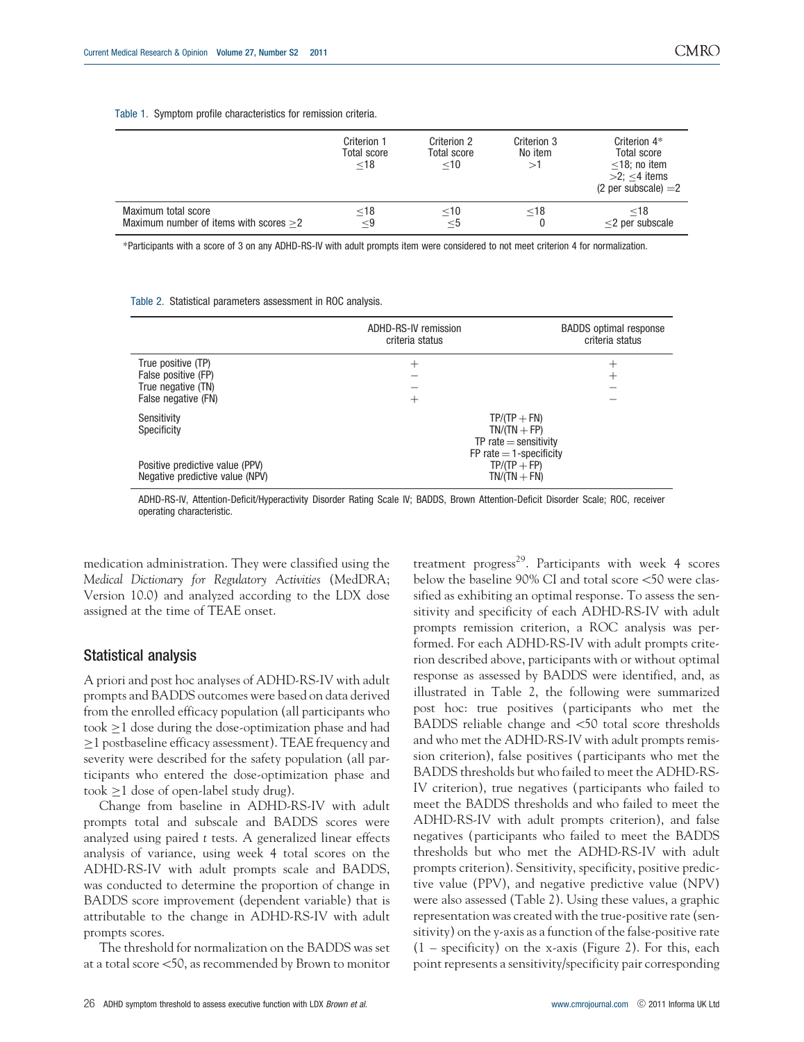Table 1. Symptom profile characteristics for remission criteria.

| | Criterion 1 Total score ≤18 | Criterion 2 Total score ≤10 | Criterion 3 No item >1 | Criterion 4* Total score ≤18; no item >2; ≤4 items (2 per subscale) =2 |
|---|---|---|---|---|
| Maximum total score | ≤18 | ≤10 | ≤18 | ≤18 |
| Maximum number of items with scores ≥2 | ≤9 | ≤5 | 0 | ≤2 per subscale |

*Participants with a score of 3 on any ADHD-RS-IV with adult prompts item were considered to not meet criterion 4 for normalization.

Table 2. Statistical parameters assessment in ROC analysis.

| | ADHD-RS-IV remission criteria status | BADDS optimal response criteria status |
|---|---|---|
| True positive (TP) | + | + |
| False positive (FP) | − | + |
| True negative (TN) | − | − |
| False negative (FN) | + | − |
| Sensitivity | TP/(TP + FN) | |
| Specificity | TN/(TN + FP) | |
| | TP rate = sensitivity | |
| | FP rate = 1-specificity | |
| Positive predictive value (PPV) | TP/(TP + FP) | |
| Negative predictive value (NPV) | TN/(TN + FN) | |

ADHD-RS-IV, Attention-Deficit/Hyperactivity Disorder Rating Scale IV; BADDS, Brown Attention-Deficit Disorder Scale; ROC, receiver operating characteristic.

medication administration. They were classified using the *Medical Dictionary for Regulatory Activities* (MedDRA; Version 10.0) and analyzed according to the LDX dose assigned at the time of TEAE onset.

## Statistical analysis

A priori and post hoc analyses of ADHD-RS-IV with adult prompts and BADDS outcomes were based on data derived from the enrolled efficacy population (all participants who took ≥1 dose during the dose-optimization phase and had ≥1 postbaseline efficacy assessment). TEAE frequency and severity were described for the safety population (all participants who entered the dose-optimization phase and took ≥1 dose of open-label study drug).

Change from baseline in ADHD-RS-IV with adult prompts total and subscale and BADDS scores were analyzed using paired *t* tests. A generalized linear effects analysis of variance, using week 4 total scores on the ADHD-RS-IV with adult prompts scale and BADDS, was conducted to determine the proportion of change in BADDS score improvement (dependent variable) that is attributable to the change in ADHD-RS-IV with adult prompts scores.

The threshold for normalization on the BADDS was set at a total score <50, as recommended by Brown to monitor treatment progress[29]. Participants with week 4 scores below the baseline 90% CI and total score <50 were classified as exhibiting an optimal response. To assess the sensitivity and specificity of each ADHD-RS-IV with adult prompts remission criterion, a ROC analysis was performed. For each ADHD-RS-IV with adult prompts criterion described above, participants with or without optimal response as assessed by BADDS were identified, and, as illustrated in Table 2, the following were summarized post hoc: true positives (participants who met the BADDS reliable change and <50 total score thresholds and who met the ADHD-RS-IV with adult prompts remission criterion), false positives (participants who met the BADDS thresholds but who failed to meet the ADHD-RS-IV criterion), true negatives (participants who failed to meet the BADDS thresholds and who failed to meet the ADHD-RS-IV with adult prompts criterion), and false negatives (participants who failed to meet the BADDS thresholds but who met the ADHD-RS-IV with adult prompts criterion). Sensitivity, specificity, positive predictive value (PPV), and negative predictive value (NPV) were also assessed (Table 2). Using these values, a graphic representation was created with the true-positive rate (sensitivity) on the y-axis as a function of the false-positive rate (1 − specificity) on the x-axis (Figure 2). For this, each point represents a sensitivity/specificity pair corresponding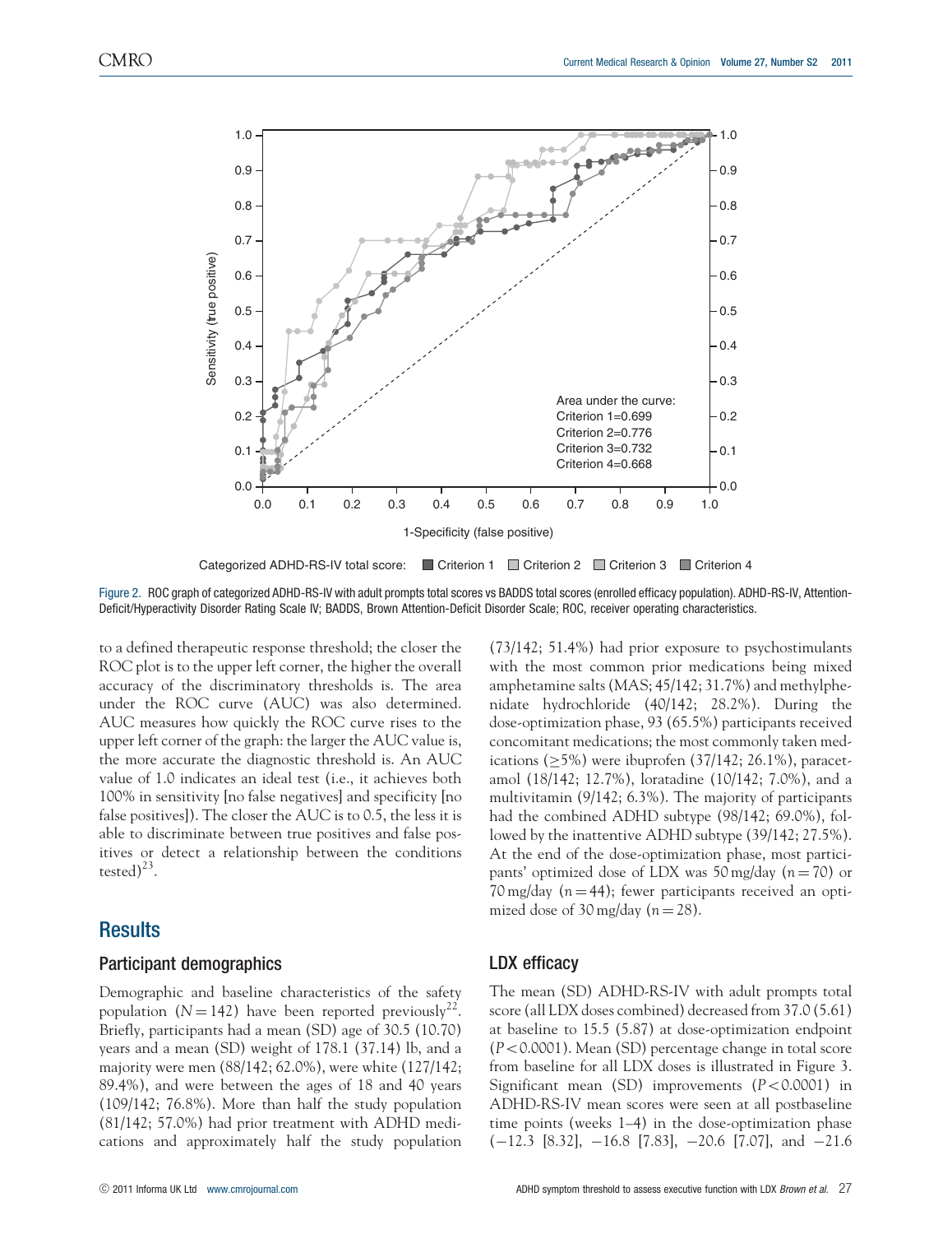Area under the curve:
Criterion 1=0.699
Criterion 2=0.776
Criterion 3=0.732
Criterion 4=0.668

Categorized ADHD-RS-IV total score: Criterion 1 Criterion 2 Criterion 3 Criterion 4

Figure 2. ROC graph of categorized ADHD-RS-IV with adult prompts total scores vs BADDS total scores (enrolled efficacy population). ADHD-RS-IV, Attention-Deficit/Hyperactivity Disorder Rating Scale IV; BADDS, Brown Attention-Deficit Disorder Scale; ROC, receiver operating characteristics.

to a defined therapeutic response threshold; the closer the ROC plot is to the upper left corner, the higher the overall accuracy of the discriminatory thresholds is. The area under the ROC curve (AUC) was also determined. AUC measures how quickly the ROC curve rises to the upper left corner of the graph: the larger the AUC value is, the more accurate the diagnostic threshold is. An AUC value of 1.0 indicates an ideal test (i.e., it achieves both 100% in sensitivity [no false negatives] and specificity [no false positives]). The closer the AUC is to 0.5, the less it is able to discriminate between true positives and false positives or detect a relationship between the conditions tested)[23].

## Results

### Participant demographics

Demographic and baseline characteristics of the safety population ($N = 142$) have been reported previously[22]. Briefly, participants had a mean (SD) age of 30.5 (10.70) years and a mean (SD) weight of 178.1 (37.14) lb, and a majority were men (88/142; 62.0%), were white (127/142; 89.4%), and were between the ages of 18 and 40 years (109/142; 76.8%). More than half the study population (81/142; 57.0%) had prior treatment with ADHD medications and approximately half the study population (73/142; 51.4%) had prior exposure to psychostimulants with the most common prior medications being mixed amphetamine salts (MAS; 45/142; 31.7%) and methylphenidate hydrochloride (40/142; 28.2%). During the dose-optimization phase, 93 (65.5%) participants received concomitant medications; the most commonly taken medications ($\geq$5%) were ibuprofen (37/142; 26.1%), paracetamol (18/142; 12.7%), loratadine (10/142; 7.0%), and a multivitamin (9/142; 6.3%). The majority of participants had the combined ADHD subtype (98/142; 69.0%), followed by the inattentive ADHD subtype (39/142; 27.5%). At the end of the dose-optimization phase, most participants' optimized dose of LDX was 50 mg/day ($n = 70$) or 70 mg/day ($n = 44$); fewer participants received an optimized dose of 30 mg/day ($n = 28$).

### LDX efficacy

The mean (SD) ADHD-RS-IV with adult prompts total score (all LDX doses combined) decreased from 37.0 (5.61) at baseline to 15.5 (5.87) at dose-optimization endpoint ($P < 0.0001$). Mean (SD) percentage change in total score from baseline for all LDX doses is illustrated in Figure 3. Significant mean (SD) improvements ($P < 0.0001$) in ADHD-RS-IV mean scores were seen at all postbaseline time points (weeks 1–4) in the dose-optimization phase (−12.3 [8.32], −16.8 [7.83], −20.6 [7.07], and −21.6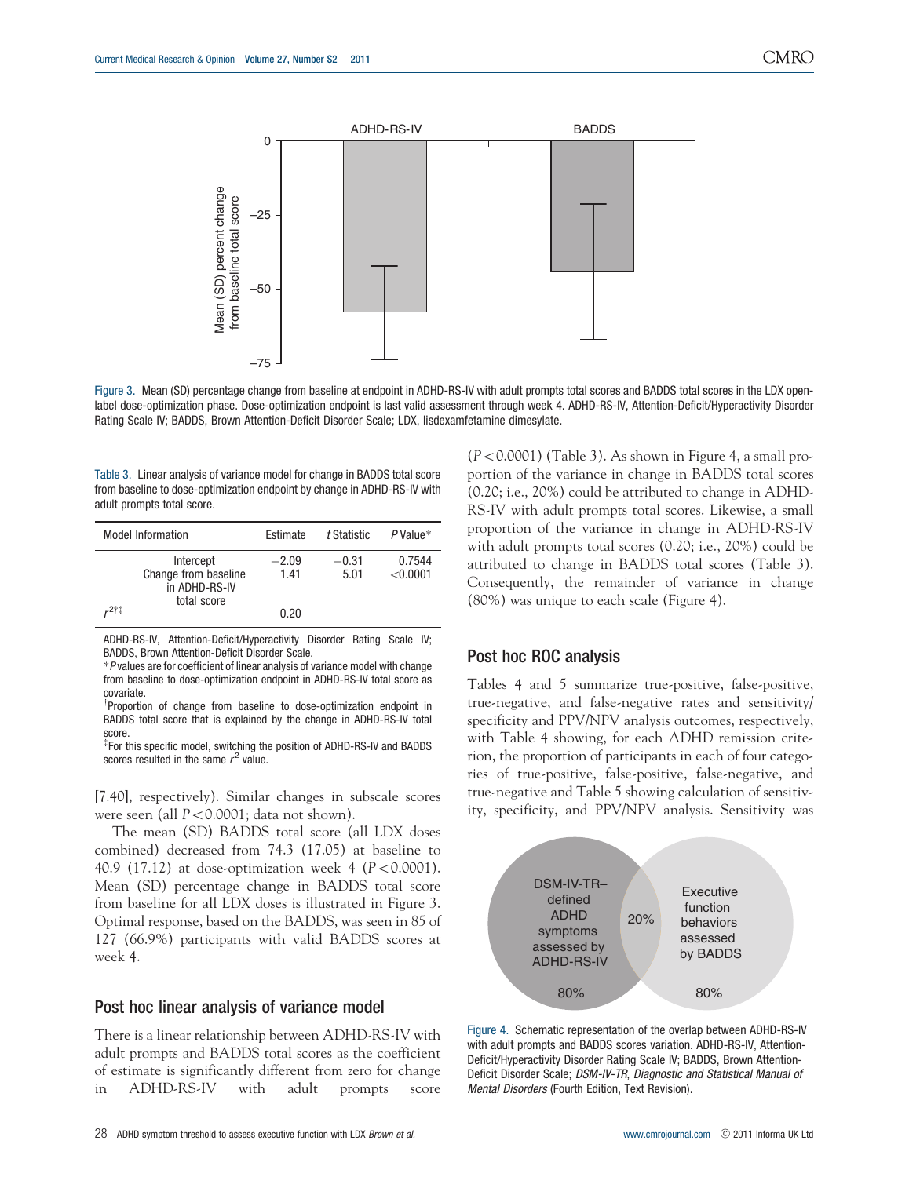Figure 3. Mean (SD) percentage change from baseline at endpoint in ADHD-RS-IV with adult prompts total scores and BADDS total scores in the LDX open-label dose-optimization phase. Dose-optimization endpoint is last valid assessment through week 4. ADHD-RS-IV, Attention-Deficit/Hyperactivity Disorder Rating Scale IV; BADDS, Brown Attention-Deficit Disorder Scale; LDX, lisdexamfetamine dimesylate.

Table 3. Linear analysis of variance model for change in BADDS total score from baseline to dose-optimization endpoint by change in ADHD-RS-IV with adult prompts total score.

| Model Information | Estimate | *t* Statistic | *P* Value* |
|---|---|---|---|
| Intercept | −2.09 | −0.31 | 0.7544 |
| Change from baseline in ADHD-RS-IV total score | 1.41 | 5.01 | <0.0001 |
| $r^2$†‡ | 0.20 | | |

ADHD-RS-IV, Attention-Deficit/Hyperactivity Disorder Rating Scale IV; BADDS, Brown Attention-Deficit Disorder Scale.
**P* values are for coefficient of linear analysis of variance model with change from baseline to dose-optimization endpoint in ADHD-RS-IV total score as covariate.
†Proportion of change from baseline to dose-optimization endpoint in BADDS total score that is explained by the change in ADHD-RS-IV total score.
‡For this specific model, switching the position of ADHD-RS-IV and BADDS scores resulted in the same $r^2$ value.

[7.40], respectively). Similar changes in subscale scores were seen (all $P < 0.0001$; data not shown).

The mean (SD) BADDS total score (all LDX doses combined) decreased from 74.3 (17.05) at baseline to 40.9 (17.12) at dose-optimization week 4 ($P < 0.0001$). Mean (SD) percentage change in BADDS total score from baseline for all LDX doses is illustrated in Figure 3. Optimal response, based on the BADDS, was seen in 85 of 127 (66.9%) participants with valid BADDS scores at week 4.

## Post hoc linear analysis of variance model

There is a linear relationship between ADHD-RS-IV with adult prompts and BADDS total scores as the coefficient of estimate is significantly different from zero for change in ADHD-RS-IV with adult prompts score ($P < 0.0001$) (Table 3). As shown in Figure 4, a small proportion of the variance in change in BADDS total scores (0.20; i.e., 20%) could be attributed to change in ADHD-RS-IV with adult prompts total scores. Likewise, a small proportion of the variance in change in ADHD-RS-IV with adult prompts total scores (0.20; i.e., 20%) could be attributed to change in BADDS total scores (Table 3). Consequently, the remainder of variance in change (80%) was unique to each scale (Figure 4).

## Post hoc ROC analysis

Tables 4 and 5 summarize true-positive, false-positive, true-negative, and false-negative rates and sensitivity/specificity and PPV/NPV analysis outcomes, respectively, with Table 4 showing, for each ADHD remission criterion, the proportion of participants in each of four categories of true-positive, false-positive, false-negative, and true-negative and Table 5 showing calculation of sensitivity, specificity, and PPV/NPV analysis. Sensitivity was

Figure 4. Schematic representation of the overlap between ADHD-RS-IV with adult prompts and BADDS scores variation. ADHD-RS-IV, Attention-Deficit/Hyperactivity Disorder Rating Scale IV; BADDS, Brown Attention-Deficit Disorder Scale; *DSM-IV-TR*, *Diagnostic and Statistical Manual of Mental Disorders* (Fourth Edition, Text Revision).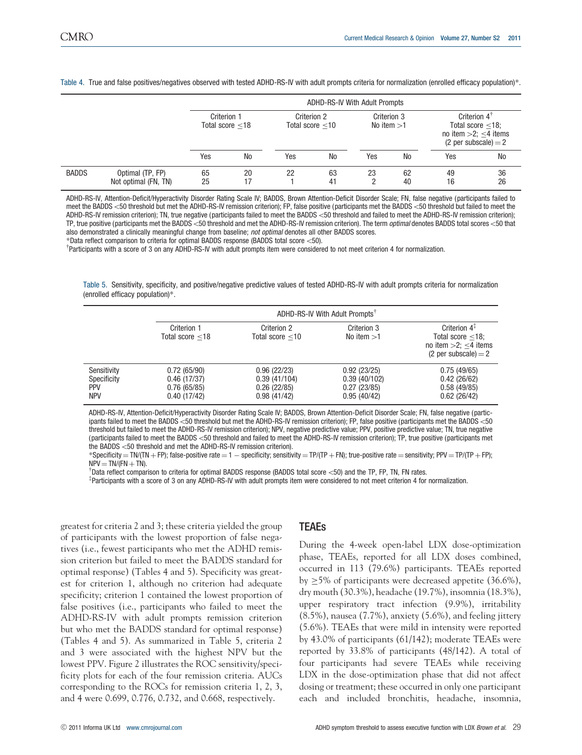Table 4. True and false positives/negatives observed with tested ADHD-RS-IV with adult prompts criteria for normalization (enrolled efficacy population)*.

| | | ADHD-RS-IV With Adult Prompts | | | | | | | |
|---|---|---|---|---|---|---|---|---|---|
| | | Criterion 1 Total score ≤18 | | Criterion 2 Total score ≤10 | | Criterion 3 No item >1 | | Criterion 4[†] Total score ≤18; no item >2; ≤4 items (2 per subscale) = 2 | |
| | | Yes | No | Yes | No | Yes | No | Yes | No |
| BADDS | Optimal (TP, FP) | 65 | 20 | 22 | 63 | 23 | 62 | 49 | 36 |
| | Not optimal (FN, TN) | 25 | 17 | 1 | 41 | 2 | 40 | 16 | 26 |

ADHD-RS-IV, Attention-Deficit/Hyperactivity Disorder Rating Scale IV; BADDS, Brown Attention-Deficit Disorder Scale; FN, false negative (participants failed to meet the BADDS <50 threshold but met the ADHD-RS-IV remission criterion); FP, false positive (participants met the BADDS <50 threshold but failed to meet the ADHD-RS-IV remission criterion); TN, true negative (participants failed to meet the BADDS <50 threshold and failed to meet the ADHD-RS-IV remission criterion); TP, true positive (participants met the BADDS <50 threshold and met the ADHD-RS-IV remission criterion). The term *optimal* denotes BADDS total scores <50 that also demonstrated a clinically meaningful change from baseline; *not optimal* denotes all other BADDS scores.
*Data reflect comparison to criteria for optimal BADDS response (BADDS total score <50).
[†]Participants with a score of 3 on any ADHD-RS-IV with adult prompts item were considered to not meet criterion 4 for normalization.

Table 5. Sensitivity, specificity, and positive/negative predictive values of tested ADHD-RS-IV with adult prompts criteria for normalization (enrolled efficacy population)*.

| | ADHD-RS-IV With Adult Prompts[†] | | | |
|---|---|---|---|---|
| | Criterion 1 Total score ≤18 | Criterion 2 Total score ≤10 | Criterion 3 No item >1 | Criterion 4[‡] Total score ≤18; no item >2; ≤4 items (2 per subscale) = 2 |
| Sensitivity | 0.72 (65/90) | 0.96 (22/23) | 0.92 (23/25) | 0.75 (49/65) |
| Specificity | 0.46 (17/37) | 0.39 (41/104) | 0.39 (40/102) | 0.42 (26/62) |
| PPV | 0.76 (65/85) | 0.26 (22/85) | 0.27 (23/85) | 0.58 (49/85) |
| NPV | 0.40 (17/42) | 0.98 (41/42) | 0.95 (40/42) | 0.62 (26/42) |

ADHD-RS-IV, Attention-Deficit/Hyperactivity Disorder Rating Scale IV; BADDS, Brown Attention-Deficit Disorder Scale; FN, false negative (participants failed to meet the BADDS <50 threshold but met the ADHD-RS-IV remission criterion); FP, false positive (participants met the BADDS <50 threshold but failed to meet the ADHD-RS-IV remission criterion); NPV, negative predictive value; PPV, positive predictive value; TN, true negative (participants failed to meet the BADDS <50 threshold and failed to meet the ADHD-RS-IV remission criterion); TP, true positive (participants met the BADDS <50 threshold and met the ADHD-RS-IV remission criterion).
*Specificity = TN/(TN + FP); false-positive rate = 1 − specificity; sensitivity = TP/(TP + FN); true-positive rate = sensitivity; PPV = TP/(TP + FP); NPV = TN/(FN + TN).
[†]Data reflect comparison to criteria for optimal BADDS response (BADDS total score <50) and the TP, FP, TN, FN rates.
[‡]Participants with a score of 3 on any ADHD-RS-IV with adult prompts item were considered to not meet criterion 4 for normalization.

greatest for criteria 2 and 3; these criteria yielded the group of participants with the lowest proportion of false negatives (i.e., fewest participants who met the ADHD remission criterion but failed to meet the BADDS standard for optimal response) (Tables 4 and 5). Specificity was greatest for criterion 1, although no criterion had adequate specificity; criterion 1 contained the lowest proportion of false positives (i.e., participants who failed to meet the ADHD-RS-IV with adult prompts remission criterion but who met the BADDS standard for optimal response) (Tables 4 and 5). As summarized in Table 5, criteria 2 and 3 were associated with the highest NPV but the lowest PPV. Figure 2 illustrates the ROC sensitivity/specificity plots for each of the four remission criteria. AUCs corresponding to the ROCs for remission criteria 1, 2, 3, and 4 were 0.699, 0.776, 0.732, and 0.668, respectively.

## TEAEs

During the 4-week open-label LDX dose-optimization phase, TEAEs, reported for all LDX doses combined, occurred in 113 (79.6%) participants. TEAEs reported by ≥5% of participants were decreased appetite (36.6%), dry mouth (30.3%), headache (19.7%), insomnia (18.3%), upper respiratory tract infection (9.9%), irritability (8.5%), nausea (7.7%), anxiety (5.6%), and feeling jittery (5.6%). TEAEs that were mild in intensity were reported by 43.0% of participants (61/142); moderate TEAEs were reported by 33.8% of participants (48/142). A total of four participants had severe TEAEs while receiving LDX in the dose-optimization phase that did not affect dosing or treatment; these occurred in only one participant each and included bronchitis, headache, insomnia,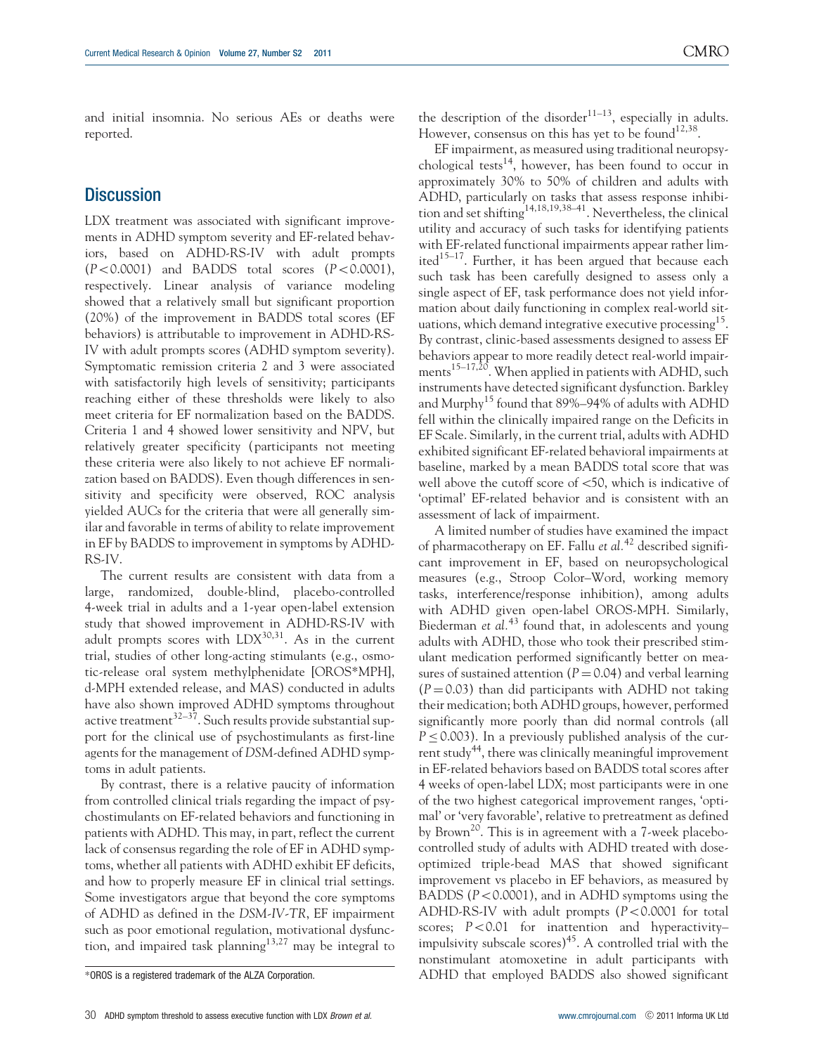and initial insomnia. No serious AEs or deaths were reported.

## Discussion

LDX treatment was associated with significant improvements in ADHD symptom severity and EF-related behaviors, based on ADHD-RS-IV with adult prompts ($P<0.0001$) and BADDS total scores ($P<0.0001$), respectively. Linear analysis of variance modeling showed that a relatively small but significant proportion (20%) of the improvement in BADDS total scores (EF behaviors) is attributable to improvement in ADHD-RS-IV with adult prompts scores (ADHD symptom severity). Symptomatic remission criteria 2 and 3 were associated with satisfactorily high levels of sensitivity; participants reaching either of these thresholds were likely to also meet criteria for EF normalization based on the BADDS. Criteria 1 and 4 showed lower sensitivity and NPV, but relatively greater specificity (participants not meeting these criteria were also likely to not achieve EF normalization based on BADDS). Even though differences in sensitivity and specificity were observed, ROC analysis yielded AUCs for the criteria that were all generally similar and favorable in terms of ability to relate improvement in EF by BADDS to improvement in symptoms by ADHD-RS-IV.

The current results are consistent with data from a large, randomized, double-blind, placebo-controlled 4-week trial in adults and a 1-year open-label extension study that showed improvement in ADHD-RS-IV with adult prompts scores with LDX[30,31]. As in the current trial, studies of other long-acting stimulants (e.g., osmotic-release oral system methylphenidate [OROS*MPH], d-MPH extended release, and MAS) conducted in adults have also shown improved ADHD symptoms throughout active treatment[32–37]. Such results provide substantial support for the clinical use of psychostimulants as first-line agents for the management of *DSM*-defined ADHD symptoms in adult patients.

By contrast, there is a relative paucity of information from controlled clinical trials regarding the impact of psychostimulants on EF-related behaviors and functioning in patients with ADHD. This may, in part, reflect the current lack of consensus regarding the role of EF in ADHD symptoms, whether all patients with ADHD exhibit EF deficits, and how to properly measure EF in clinical trial settings. Some investigators argue that beyond the core symptoms of ADHD as defined in the *DSM-IV-TR*, EF impairment such as poor emotional regulation, motivational dysfunction, and impaired task planning[13,27] may be integral to the description of the disorder[11–13], especially in adults. However, consensus on this has yet to be found[12,38].

EF impairment, as measured using traditional neuropsychological tests[14], however, has been found to occur in approximately 30% to 50% of children and adults with ADHD, particularly on tasks that assess response inhibition and set shifting[14,18,19,38–41]. Nevertheless, the clinical utility and accuracy of such tasks for identifying patients with EF-related functional impairments appear rather limited[15–17]. Further, it has been argued that because each such task has been carefully designed to assess only a single aspect of EF, task performance does not yield information about daily functioning in complex real-world situations, which demand integrative executive processing[15]. By contrast, clinic-based assessments designed to assess EF behaviors appear to more readily detect real-world impairments[15–17,20]. When applied in patients with ADHD, such instruments have detected significant dysfunction. Barkley and Murphy[15] found that 89%–94% of adults with ADHD fell within the clinically impaired range on the Deficits in EF Scale. Similarly, in the current trial, adults with ADHD exhibited significant EF-related behavioral impairments at baseline, marked by a mean BADDS total score that was well above the cutoff score of <50, which is indicative of 'optimal' EF-related behavior and is consistent with an assessment of lack of impairment.

A limited number of studies have examined the impact of pharmacotherapy on EF. Fallu *et al.*[42] described significant improvement in EF, based on neuropsychological measures (e.g., Stroop Color–Word, working memory tasks, interference/response inhibition), among adults with ADHD given open-label OROS-MPH. Similarly, Biederman *et al.*[43] found that, in adolescents and young adults with ADHD, those who took their prescribed stimulant medication performed significantly better on measures of sustained attention ($P=0.04$) and verbal learning ($P=0.03$) than did participants with ADHD not taking their medication; both ADHD groups, however, performed significantly more poorly than did normal controls (all $P\leq0.003$). In a previously published analysis of the current study[44], there was clinically meaningful improvement in EF-related behaviors based on BADDS total scores after 4 weeks of open-label LDX; most participants were in one of the two highest categorical improvement ranges, 'optimal' or 'very favorable', relative to pretreatment as defined by Brown[20]. This is in agreement with a 7-week placebo-controlled study of adults with ADHD treated with dose-optimized triple-bead MAS that showed significant improvement vs placebo in EF behaviors, as measured by BADDS ($P<0.0001$), and in ADHD symptoms using the ADHD-RS-IV with adult prompts ($P<0.0001$ for total scores; $P<0.01$ for inattention and hyperactivity–impulsivity subscale scores)[45]. A controlled trial with the nonstimulant atomoxetine in adult participants with ADHD that employed BADDS also showed significant

*OROS is a registered trademark of the ALZA Corporation.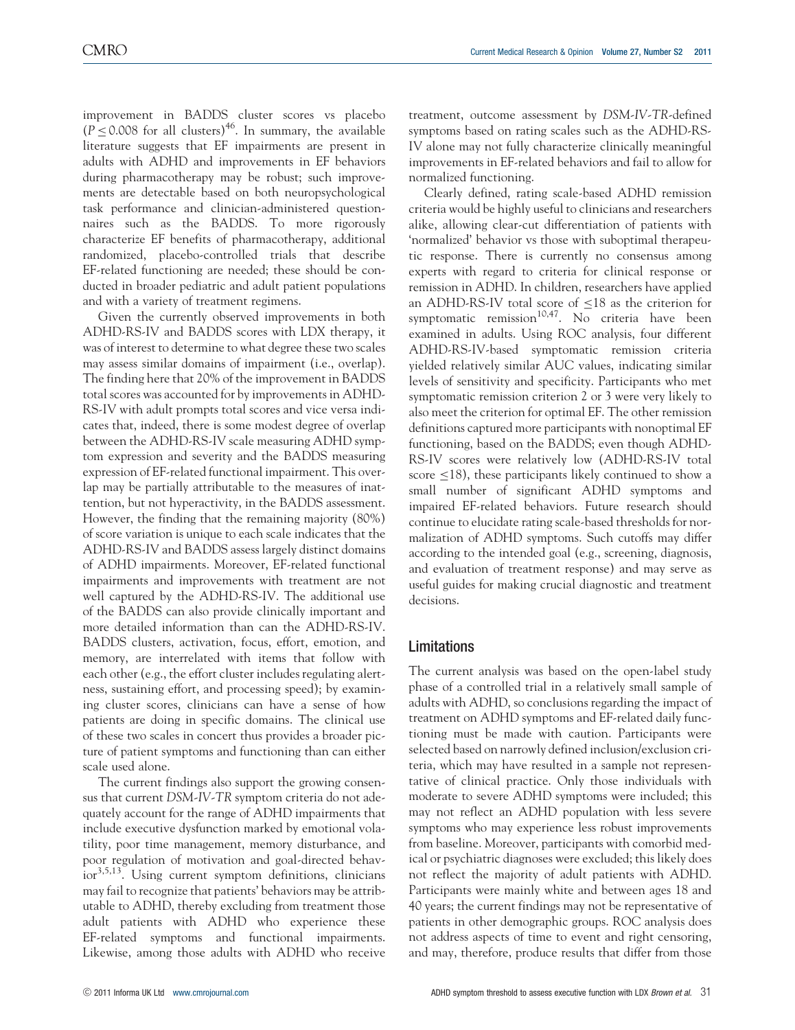improvement in BADDS cluster scores vs placebo ($P \leq 0.008$ for all clusters)[46]. In summary, the available literature suggests that EF impairments are present in adults with ADHD and improvements in EF behaviors during pharmacotherapy may be robust; such improvements are detectable based on both neuropsychological task performance and clinician-administered questionnaires such as the BADDS. To more rigorously characterize EF benefits of pharmacotherapy, additional randomized, placebo-controlled trials that describe EF-related functioning are needed; these should be conducted in broader pediatric and adult patient populations and with a variety of treatment regimens.

Given the currently observed improvements in both ADHD-RS-IV and BADDS scores with LDX therapy, it was of interest to determine to what degree these two scales may assess similar domains of impairment (i.e., overlap). The finding here that 20% of the improvement in BADDS total scores was accounted for by improvements in ADHD-RS-IV with adult prompts total scores and vice versa indicates that, indeed, there is some modest degree of overlap between the ADHD-RS-IV scale measuring ADHD symptom expression and severity and the BADDS measuring expression of EF-related functional impairment. This overlap may be partially attributable to the measures of inattention, but not hyperactivity, in the BADDS assessment. However, the finding that the remaining majority (80%) of score variation is unique to each scale indicates that the ADHD-RS-IV and BADDS assess largely distinct domains of ADHD impairments. Moreover, EF-related functional impairments and improvements with treatment are not well captured by the ADHD-RS-IV. The additional use of the BADDS can also provide clinically important and more detailed information than can the ADHD-RS-IV. BADDS clusters, activation, focus, effort, emotion, and memory, are interrelated with items that follow with each other (e.g., the effort cluster includes regulating alertness, sustaining effort, and processing speed); by examining cluster scores, clinicians can have a sense of how patients are doing in specific domains. The clinical use of these two scales in concert thus provides a broader picture of patient symptoms and functioning than can either scale used alone.

The current findings also support the growing consensus that current *DSM-IV-TR* symptom criteria do not adequately account for the range of ADHD impairments that include executive dysfunction marked by emotional volatility, poor time management, memory disturbance, and poor regulation of motivation and goal-directed behavior[3,5,13]. Using current symptom definitions, clinicians may fail to recognize that patients' behaviors may be attributable to ADHD, thereby excluding from treatment those adult patients with ADHD who experience these EF-related symptoms and functional impairments. Likewise, among those adults with ADHD who receive treatment, outcome assessment by *DSM-IV-TR*-defined symptoms based on rating scales such as the ADHD-RS-IV alone may not fully characterize clinically meaningful improvements in EF-related behaviors and fail to allow for normalized functioning.

Clearly defined, rating scale-based ADHD remission criteria would be highly useful to clinicians and researchers alike, allowing clear-cut differentiation of patients with 'normalized' behavior vs those with suboptimal therapeutic response. There is currently no consensus among experts with regard to criteria for clinical response or remission in ADHD. In children, researchers have applied an ADHD-RS-IV total score of $\leq 18$ as the criterion for symptomatic remission[10,47]. No criteria have been examined in adults. Using ROC analysis, four different ADHD-RS-IV-based symptomatic remission criteria yielded relatively similar AUC values, indicating similar levels of sensitivity and specificity. Participants who met symptomatic remission criterion 2 or 3 were very likely to also meet the criterion for optimal EF. The other remission definitions captured more participants with nonoptimal EF functioning, based on the BADDS; even though ADHD-RS-IV scores were relatively low (ADHD-RS-IV total score $\leq 18$), these participants likely continued to show a small number of significant ADHD symptoms and impaired EF-related behaviors. Future research should continue to elucidate rating scale-based thresholds for normalization of ADHD symptoms. Such cutoffs may differ according to the intended goal (e.g., screening, diagnosis, and evaluation of treatment response) and may serve as useful guides for making crucial diagnostic and treatment decisions.

## Limitations

The current analysis was based on the open-label study phase of a controlled trial in a relatively small sample of adults with ADHD, so conclusions regarding the impact of treatment on ADHD symptoms and EF-related daily functioning must be made with caution. Participants were selected based on narrowly defined inclusion/exclusion criteria, which may have resulted in a sample not representative of clinical practice. Only those individuals with moderate to severe ADHD symptoms were included; this may not reflect an ADHD population with less severe symptoms who may experience less robust improvements from baseline. Moreover, participants with comorbid medical or psychiatric diagnoses were excluded; this likely does not reflect the majority of adult patients with ADHD. Participants were mainly white and between ages 18 and 40 years; the current findings may not be representative of patients in other demographic groups. ROC analysis does not address aspects of time to event and right censoring, and may, therefore, produce results that differ from those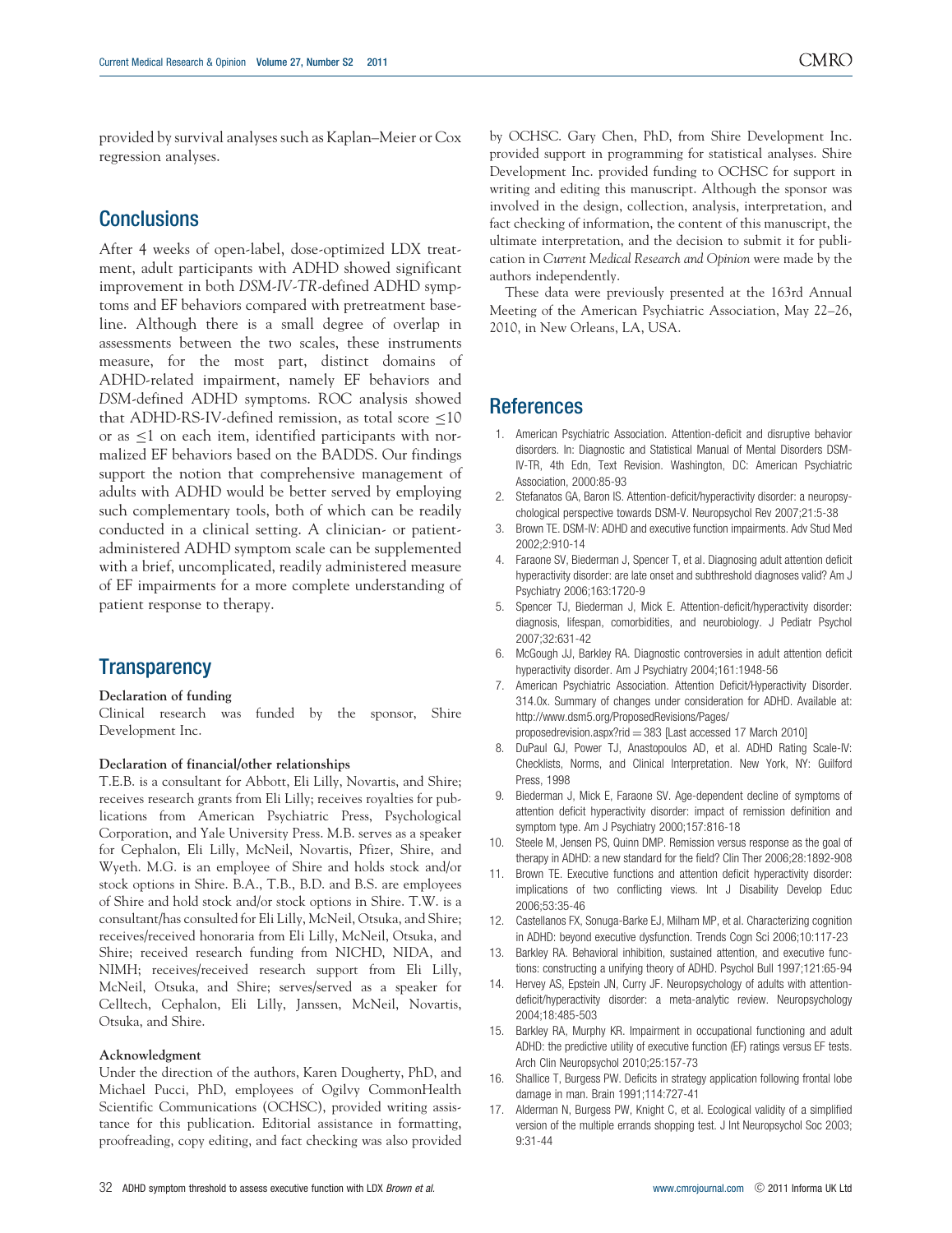provided by survival analyses such as Kaplan–Meier or Cox regression analyses.

## Conclusions

After 4 weeks of open-label, dose-optimized LDX treatment, adult participants with ADHD showed significant improvement in both *DSM-IV-TR*-defined ADHD symptoms and EF behaviors compared with pretreatment baseline. Although there is a small degree of overlap in assessments between the two scales, these instruments measure, for the most part, distinct domains of ADHD-related impairment, namely EF behaviors and *DSM*-defined ADHD symptoms. ROC analysis showed that ADHD-RS-IV-defined remission, as total score $\leq$10 or as $\leq$1 on each item, identified participants with normalized EF behaviors based on the BADDS. Our findings support the notion that comprehensive management of adults with ADHD would be better served by employing such complementary tools, both of which can be readily conducted in a clinical setting. A clinician- or patient-administered ADHD symptom scale can be supplemented with a brief, uncomplicated, readily administered measure of EF impairments for a more complete understanding of patient response to therapy.

## Transparency

**Declaration of funding**

Clinical research was funded by the sponsor, Shire Development Inc.

**Declaration of financial/other relationships**

T.E.B. is a consultant for Abbott, Eli Lilly, Novartis, and Shire; receives research grants from Eli Lilly; receives royalties for publications from American Psychiatric Press, Psychological Corporation, and Yale University Press. M.B. serves as a speaker for Cephalon, Eli Lilly, McNeil, Novartis, Pfizer, Shire, and Wyeth. M.G. is an employee of Shire and holds stock and/or stock options in Shire. B.A., T.B., B.D. and B.S. are employees of Shire and hold stock and/or stock options in Shire. T.W. is a consultant/has consulted for Eli Lilly, McNeil, Otsuka, and Shire; receives/received honoraria from Eli Lilly, McNeil, Otsuka, and Shire; received research funding from NICHD, NIDA, and NIMH; receives/received research support from Eli Lilly, McNeil, Otsuka, and Shire; serves/served as a speaker for Celltech, Cephalon, Eli Lilly, Janssen, McNeil, Novartis, Otsuka, and Shire.

**Acknowledgment**

Under the direction of the authors, Karen Dougherty, PhD, and Michael Pucci, PhD, employees of Ogilvy CommonHealth Scientific Communications (OCHSC), provided writing assistance for this publication. Editorial assistance in formatting, proofreading, copy editing, and fact checking was also provided by OCHSC. Gary Chen, PhD, from Shire Development Inc. provided support in programming for statistical analyses. Shire Development Inc. provided funding to OCHSC for support in writing and editing this manuscript. Although the sponsor was involved in the design, collection, analysis, interpretation, and fact checking of information, the content of this manuscript, the ultimate interpretation, and the decision to submit it for publication in *Current Medical Research and Opinion* were made by the authors independently.

These data were previously presented at the 163rd Annual Meeting of the American Psychiatric Association, May 22–26, 2010, in New Orleans, LA, USA.

## References

1. American Psychiatric Association. Attention-deficit and disruptive behavior disorders. In: Diagnostic and Statistical Manual of Mental Disorders DSM-IV-TR, 4th Edn, Text Revision. Washington, DC: American Psychiatric Association, 2000:85-93
2. Stefanatos GA, Baron IS. Attention-deficit/hyperactivity disorder: a neuropsychological perspective towards DSM-V. Neuropsychol Rev 2007;21:5-38
3. Brown TE. DSM-IV: ADHD and executive function impairments. Adv Stud Med 2002;2:910-14
4. Faraone SV, Biederman J, Spencer T, et al. Diagnosing adult attention deficit hyperactivity disorder: are late onset and subthreshold diagnoses valid? Am J Psychiatry 2006;163:1720-9
5. Spencer TJ, Biederman J, Mick E. Attention-deficit/hyperactivity disorder: diagnosis, lifespan, comorbidities, and neurobiology. J Pediatr Psychol 2007;32:631-42
6. McGough JJ, Barkley RA. Diagnostic controversies in adult attention deficit hyperactivity disorder. Am J Psychiatry 2004;161:1948-56
7. American Psychiatric Association. Attention Deficit/Hyperactivity Disorder. 314.0x. Summary of changes under consideration for ADHD. Available at: http://www.dsm5.org/ProposedRevisions/Pages/proposedrevision.aspx?rid = 383 [Last accessed 17 March 2010]
8. DuPaul GJ, Power TJ, Anastopoulos AD, et al. ADHD Rating Scale-IV: Checklists, Norms, and Clinical Interpretation. New York, NY: Guilford Press, 1998
9. Biederman J, Mick E, Faraone SV. Age-dependent decline of symptoms of attention deficit hyperactivity disorder: impact of remission definition and symptom type. Am J Psychiatry 2000;157:816-18
10. Steele M, Jensen PS, Quinn DMP. Remission versus response as the goal of therapy in ADHD: a new standard for the field? Clin Ther 2006;28:1892-908
11. Brown TE. Executive functions and attention deficit hyperactivity disorder: implications of two conflicting views. Int J Disability Develop Educ 2006;53:35-46
12. Castellanos FX, Sonuga-Barke EJ, Milham MP, et al. Characterizing cognition in ADHD: beyond executive dysfunction. Trends Cogn Sci 2006;10:117-23
13. Barkley RA. Behavioral inhibition, sustained attention, and executive functions: constructing a unifying theory of ADHD. Psychol Bull 1997;121:65-94
14. Hervey AS, Epstein JN, Curry JF. Neuropsychology of adults with attention-deficit/hyperactivity disorder: a meta-analytic review. Neuropsychology 2004;18:485-503
15. Barkley RA, Murphy KR. Impairment in occupational functioning and adult ADHD: the predictive utility of executive function (EF) ratings versus EF tests. Arch Clin Neuropsychol 2010;25:157-73
16. Shallice T, Burgess PW. Deficits in strategy application following frontal lobe damage in man. Brain 1991;114:727-41
17. Alderman N, Burgess PW, Knight C, et al. Ecological validity of a simplified version of the multiple errands shopping test. J Int Neuropsychol Soc 2003; 9:31-44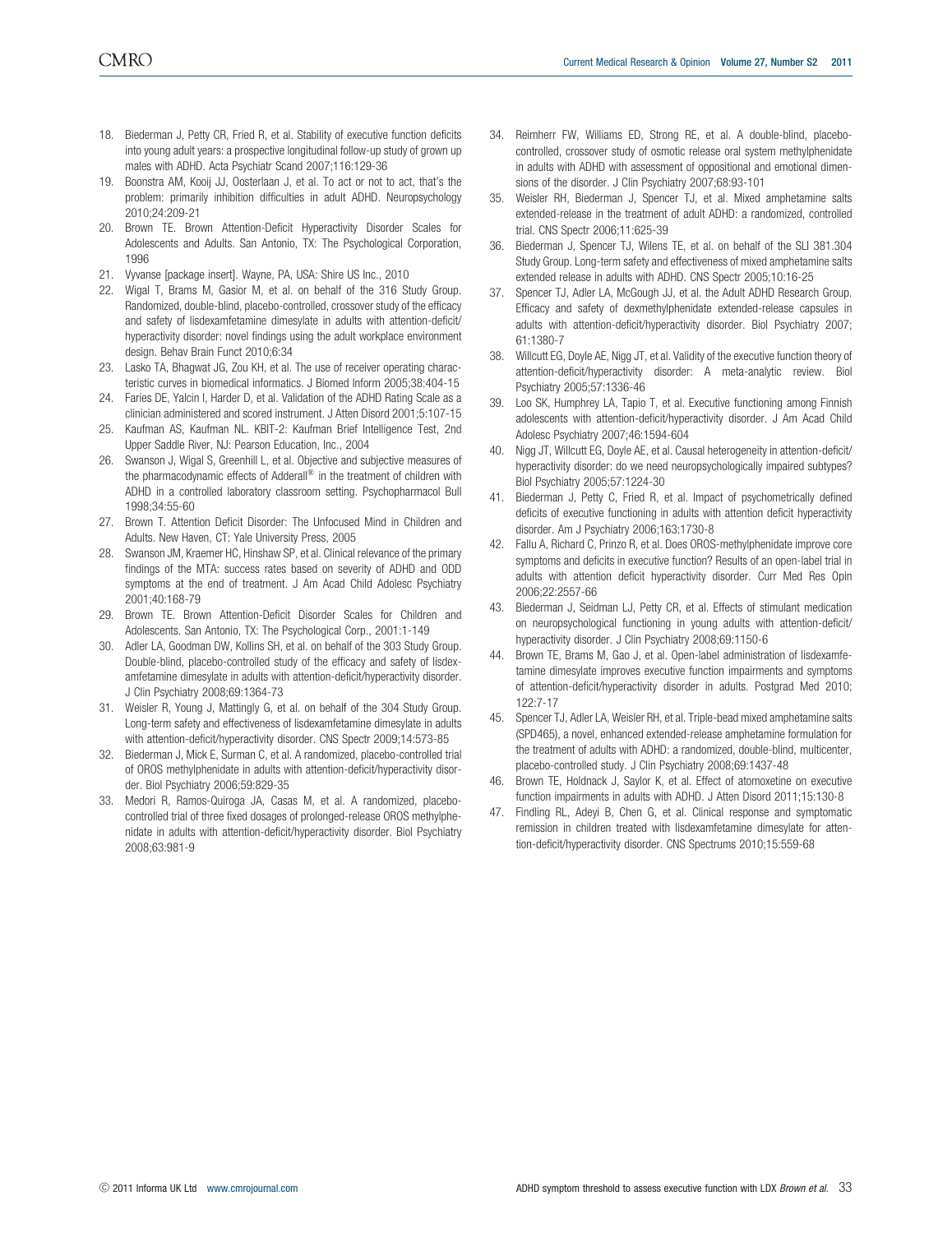18. Biederman J, Petty CR, Fried R, et al. Stability of executive function deficits into young adult years: a prospective longitudinal follow-up study of grown up males with ADHD. Acta Psychiatr Scand 2007;116:129-36
19. Boonstra AM, Kooij JJ, Oosterlaan J, et al. To act or not to act, that's the problem: primarily inhibition difficulties in adult ADHD. Neuropsychology 2010;24:209-21
20. Brown TE. Brown Attention-Deficit Hyperactivity Disorder Scales for Adolescents and Adults. San Antonio, TX: The Psychological Corporation, 1996
21. Vyvanse [package insert]. Wayne, PA, USA: Shire US Inc., 2010
22. Wigal T, Brams M, Gasior M, et al. on behalf of the 316 Study Group. Randomized, double-blind, placebo-controlled, crossover study of the efficacy and safety of lisdexamfetamine dimesylate in adults with attention-deficit/hyperactivity disorder: novel findings using the adult workplace environment design. Behav Brain Funct 2010;6:34
23. Lasko TA, Bhagwat JG, Zou KH, et al. The use of receiver operating characteristic curves in biomedical informatics. J Biomed Inform 2005;38:404-15
24. Faries DE, Yalcin I, Harder D, et al. Validation of the ADHD Rating Scale as a clinician administered and scored instrument. J Atten Disord 2001;5:107-15
25. Kaufman AS, Kaufman NL. KBIT-2: Kaufman Brief Intelligence Test, 2nd Upper Saddle River, NJ: Pearson Education, Inc., 2004
26. Swanson J, Wigal S, Greenhill L, et al. Objective and subjective measures of the pharmacodynamic effects of Adderall® in the treatment of children with ADHD in a controlled laboratory classroom setting. Psychopharmacol Bull 1998;34:55-60
27. Brown T. Attention Deficit Disorder: The Unfocused Mind in Children and Adults. New Haven, CT: Yale University Press, 2005
28. Swanson JM, Kraemer HC, Hinshaw SP, et al. Clinical relevance of the primary findings of the MTA: success rates based on severity of ADHD and ODD symptoms at the end of treatment. J Am Acad Child Adolesc Psychiatry 2001;40:168-79
29. Brown TE. Brown Attention-Deficit Disorder Scales for Children and Adolescents. San Antonio, TX: The Psychological Corp., 2001:1-149
30. Adler LA, Goodman DW, Kollins SH, et al. on behalf of the 303 Study Group. Double-blind, placebo-controlled study of the efficacy and safety of lisdexamfetamine dimesylate in adults with attention-deficit/hyperactivity disorder. J Clin Psychiatry 2008;69:1364-73
31. Weisler R, Young J, Mattingly G, et al. on behalf of the 304 Study Group. Long-term safety and effectiveness of lisdexamfetamine dimesylate in adults with attention-deficit/hyperactivity disorder. CNS Spectr 2009;14:573-85
32. Biederman J, Mick E, Surman C, et al. A randomized, placebo-controlled trial of OROS methylphenidate in adults with attention-deficit/hyperactivity disorder. Biol Psychiatry 2006;59:829-35
33. Medori R, Ramos-Quiroga JA, Casas M, et al. A randomized, placebo-controlled trial of three fixed dosages of prolonged-release OROS methylphenidate in adults with attention-deficit/hyperactivity disorder. Biol Psychiatry 2008;63:981-9
34. Reimherr FW, Williams ED, Strong RE, et al. A double-blind, placebo-controlled, crossover study of osmotic release oral system methylphenidate in adults with ADHD with assessment of oppositional and emotional dimensions of the disorder. J Clin Psychiatry 2007;68:93-101
35. Weisler RH, Biederman J, Spencer TJ, et al. Mixed amphetamine salts extended-release in the treatment of adult ADHD: a randomized, controlled trial. CNS Spectr 2006;11:625-39
36. Biederman J, Spencer TJ, Wilens TE, et al. on behalf of the SLI 381.304 Study Group. Long-term safety and effectiveness of mixed amphetamine salts extended release in adults with ADHD. CNS Spectr 2005;10:16-25
37. Spencer TJ, Adler LA, McGough JJ, et al. the Adult ADHD Research Group. Efficacy and safety of dexmethylphenidate extended-release capsules in adults with attention-deficit/hyperactivity disorder. Biol Psychiatry 2007; 61:1380-7
38. Willcutt EG, Doyle AE, Nigg JT, et al. Validity of the executive function theory of attention-deficit/hyperactivity disorder: A meta-analytic review. Biol Psychiatry 2005;57:1336-46
39. Loo SK, Humphrey LA, Tapio T, et al. Executive functioning among Finnish adolescents with attention-deficit/hyperactivity disorder. J Am Acad Child Adolesc Psychiatry 2007;46:1594-604
40. Nigg JT, Willcutt EG, Doyle AE, et al. Causal heterogeneity in attention-deficit/hyperactivity disorder: do we need neuropsychologically impaired subtypes? Biol Psychiatry 2005;57:1224-30
41. Biederman J, Petty C, Fried R, et al. Impact of psychometrically defined deficits of executive functioning in adults with attention deficit hyperactivity disorder. Am J Psychiatry 2006;163:1730-8
42. Fallu A, Richard C, Prinzo R, et al. Does OROS-methylphenidate improve core symptoms and deficits in executive function? Results of an open-label trial in adults with attention deficit hyperactivity disorder. Curr Med Res Opin 2006;22:2557-66
43. Biederman J, Seidman LJ, Petty CR, et al. Effects of stimulant medication on neuropsychological functioning in young adults with attention-deficit/hyperactivity disorder. J Clin Psychiatry 2008;69:1150-6
44. Brown TE, Brams M, Gao J, et al. Open-label administration of lisdexamfetamine dimesylate improves executive function impairments and symptoms of attention-deficit/hyperactivity disorder in adults. Postgrad Med 2010; 122:7-17
45. Spencer TJ, Adler LA, Weisler RH, et al. Triple-bead mixed amphetamine salts (SPD465), a novel, enhanced extended-release amphetamine formulation for the treatment of adults with ADHD: a randomized, double-blind, multicenter, placebo-controlled study. J Clin Psychiatry 2008;69:1437-48
46. Brown TE, Holdnack J, Saylor K, et al. Effect of atomoxetine on executive function impairments in adults with ADHD. J Atten Disord 2011;15:130-8
47. Findling RL, Adeyi B, Chen G, et al. Clinical response and symptomatic remission in children treated with lisdexamfetamine dimesylate for attention-deficit/hyperactivity disorder. CNS Spectrums 2010;15:559-68